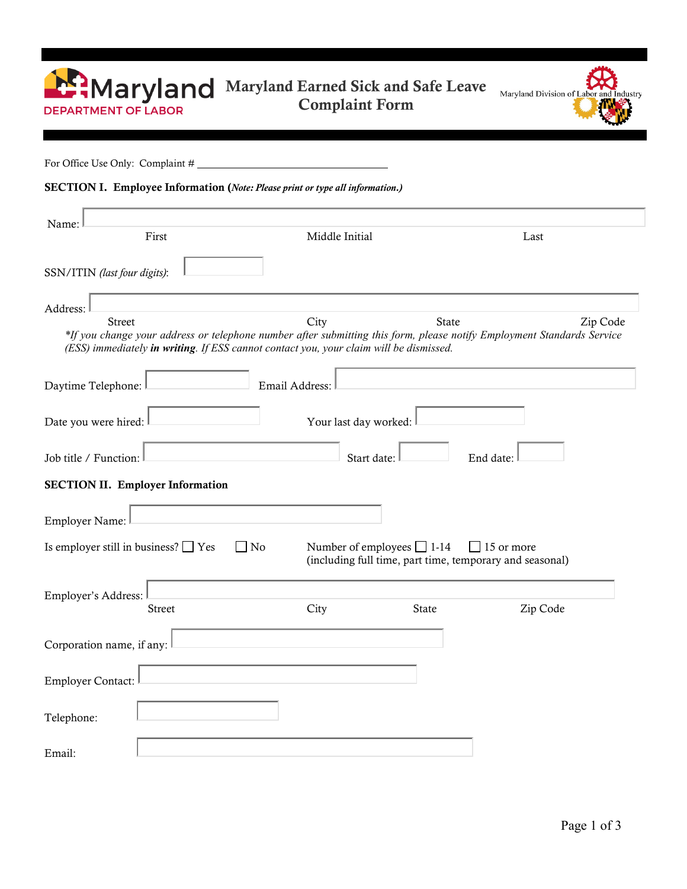Maryland DEPARTMENT OF LABOR

# Maryland Earned Sick and Safe Leave Complaint Form

Maryland Division of Labor and Industry

For Office Use Only: Complaint # ___________________________________

## SECTION I. Employee Information (*Note: Please print or type all information.*)

Name: ____________________

First  Middle Initial  Last

SSN/ITIN *(last four digits)*: __________

Address: ____________________

Street  City  State  Zip Code

*\*If you change your address or telephone number after submitting this form, please notify Employment Standards Service (ESS) immediately **in writing**. If ESS cannot contact you, your claim will be dismissed.*

Daytime Telephone: __________ Email Address: __________

Date you were hired: __________ Your last day worked: __________

Job title / Function: __________ Start date: __________ End date: __________

## SECTION II. Employer Information

Employer Name: __________

Is employer still in business? ☐ Yes ☐ No

Number of employees ☐ 1-14 ☐ 15 or more
(including full time, part time, temporary and seasonal)

Employer's Address: ____________________

Street  City  State  Zip Code

Corporation name, if any: __________

Employer Contact: __________

Telephone: __________

Email: __________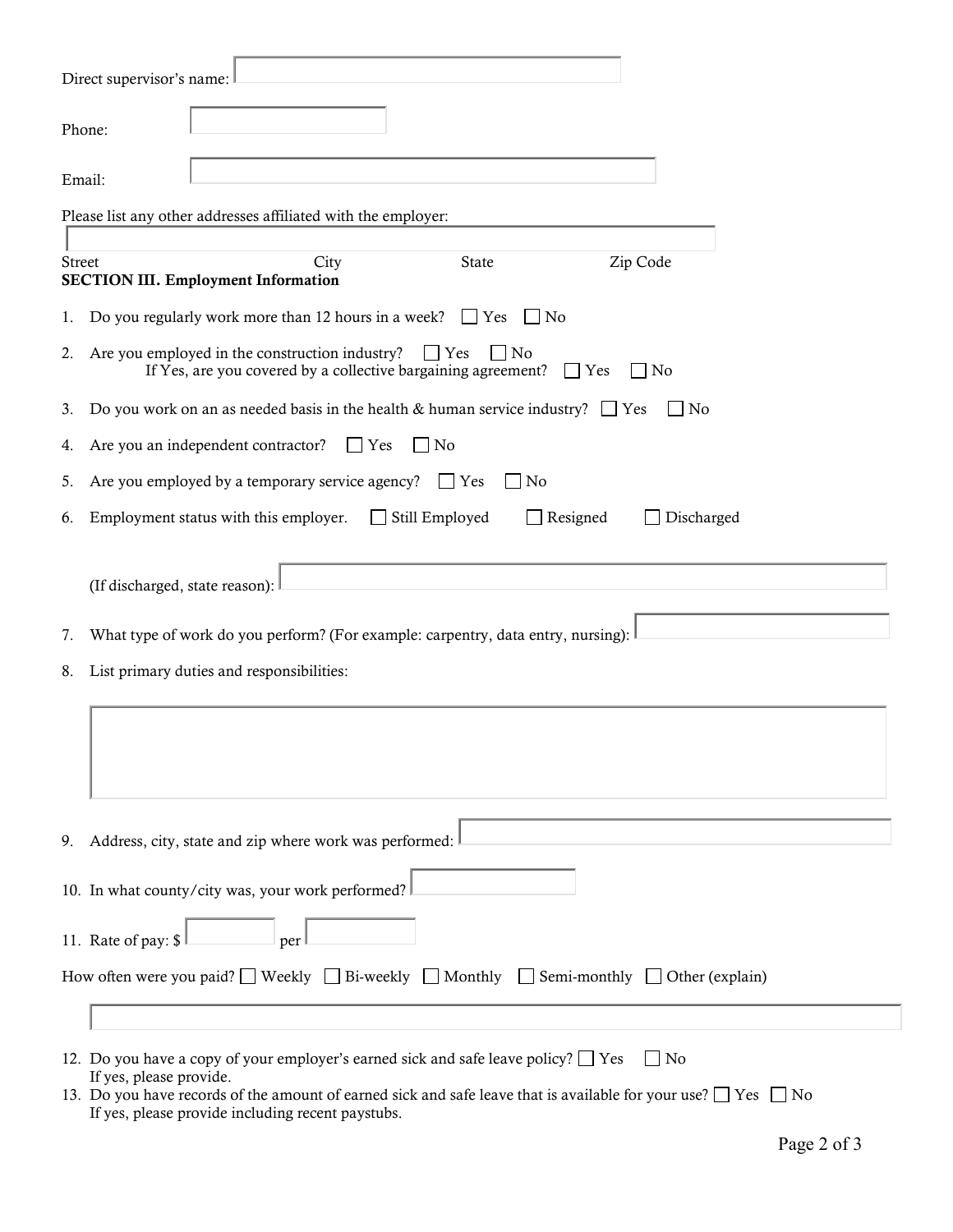Direct supervisor's name: \_\_\_\_\_\_\_\_\_\_\_\_\_\_\_\_

Phone: \_\_\_\_\_\_\_\_\_\_\_\_\_\_\_\_

Email: \_\_\_\_\_\_\_\_\_\_\_\_\_\_\_\_

Please list any other addresses affiliated with the employer:

\_\_\_\_\_\_\_\_\_\_\_\_\_\_\_\_

Street City State Zip Code

**SECTION III. Employment Information**

1. Do you regularly work more than 12 hours in a week? ☐ Yes ☐ No
2. Are you employed in the construction industry? ☐ Yes ☐ No
   If Yes, are you covered by a collective bargaining agreement? ☐ Yes ☐ No
3. Do you work on an as needed basis in the health & human service industry? ☐ Yes ☐ No
4. Are you an independent contractor? ☐ Yes ☐ No
5. Are you employed by a temporary service agency? ☐ Yes ☐ No
6. Employment status with this employer. ☐ Still Employed ☐ Resigned ☐ Discharged

   (If discharged, state reason): \_\_\_\_\_\_\_\_\_\_\_\_\_\_\_\_
7. What type of work do you perform? (For example: carpentry, data entry, nursing): \_\_\_\_\_\_\_\_\_\_\_\_\_\_\_\_
8. List primary duties and responsibilities:

   \_\_\_\_\_\_\_\_\_\_\_\_\_\_\_\_
9. Address, city, state and zip where work was performed: \_\_\_\_\_\_\_\_\_\_\_\_\_\_\_\_
10. In what county/city was, your work performed? \_\_\_\_\_\_\_\_\_\_\_\_\_\_\_\_
11. Rate of pay: $ \_\_\_\_\_\_\_\_ per \_\_\_\_\_\_\_\_

How often were you paid? ☐ Weekly ☐ Bi-weekly ☐ Monthly ☐ Semi-monthly ☐ Other (explain)

\_\_\_\_\_\_\_\_\_\_\_\_\_\_\_\_

12. Do you have a copy of your employer's earned sick and safe leave policy? ☐ Yes ☐ No
    If yes, please provide.
13. Do you have records of the amount of earned sick and safe leave that is available for your use? ☐ Yes ☐ No
    If yes, please provide including recent paystubs.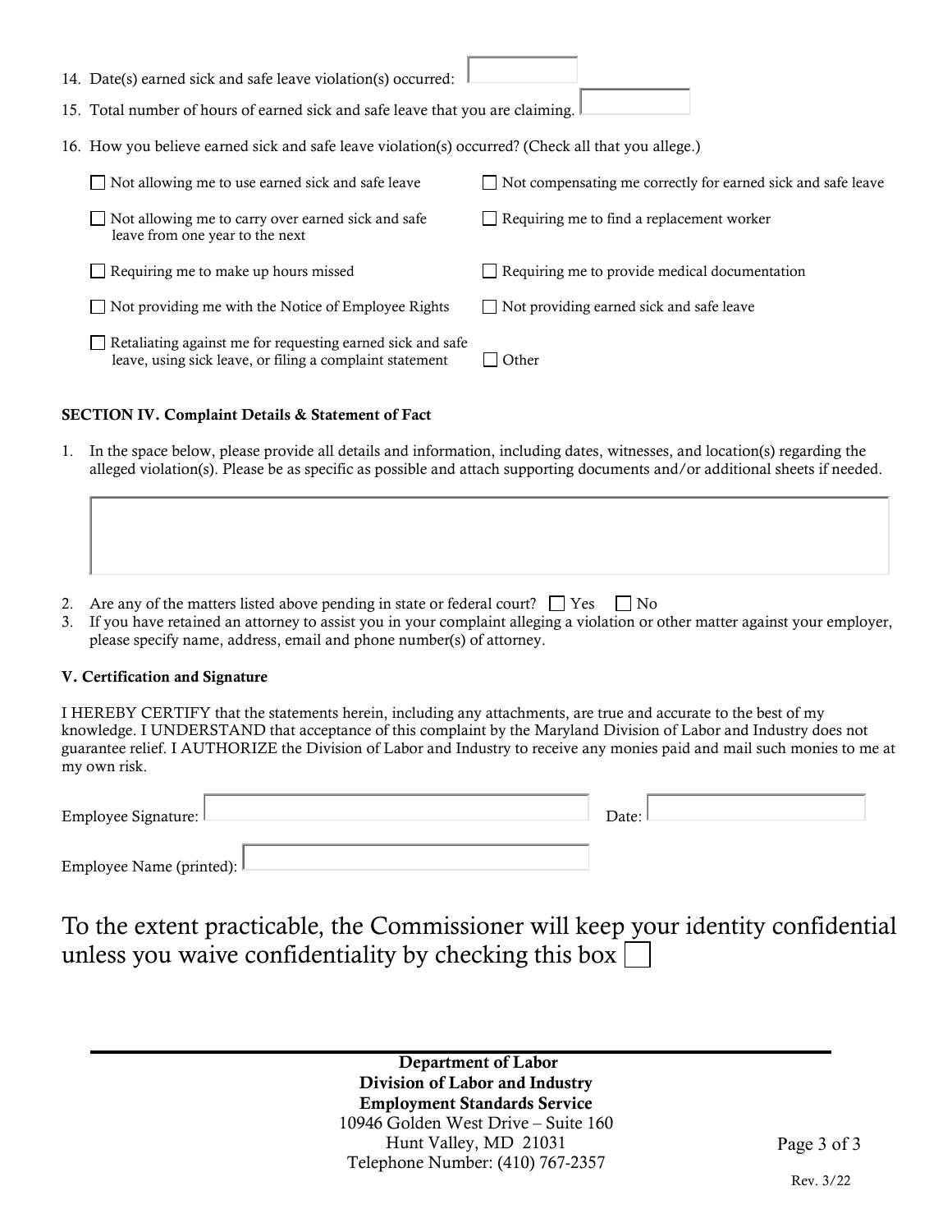14. Date(s) earned sick and safe leave violation(s) occurred:
15. Total number of hours of earned sick and safe leave that you are claiming.
16. How you believe earned sick and safe leave violation(s) occurred? (Check all that you allege.)

- ☐ Not allowing me to use earned sick and safe leave
- ☐ Not compensating me correctly for earned sick and safe leave
- ☐ Not allowing me to carry over earned sick and safe leave from one year to the next
- ☐ Requiring me to find a replacement worker
- ☐ Requiring me to make up hours missed
- ☐ Requiring me to provide medical documentation
- ☐ Not providing me with the Notice of Employee Rights
- ☐ Not providing earned sick and safe leave
- ☐ Retaliating against me for requesting earned sick and safe leave, using sick leave, or filing a complaint statement
- ☐ Other

**SECTION IV. Complaint Details & Statement of Fact**

1. In the space below, please provide all details and information, including dates, witnesses, and location(s) regarding the alleged violation(s). Please be as specific as possible and attach supporting documents and/or additional sheets if needed.

2. Are any of the matters listed above pending in state or federal court? ☐ Yes ☐ No
3. If you have retained an attorney to assist you in your complaint alleging a violation or other matter against your employer, please specify name, address, email and phone number(s) of attorney.

**V. Certification and Signature**

I HEREBY CERTIFY that the statements herein, including any attachments, are true and accurate to the best of my knowledge. I UNDERSTAND that acceptance of this complaint by the Maryland Division of Labor and Industry does not guarantee relief. I AUTHORIZE the Division of Labor and Industry to receive any monies paid and mail such monies to me at my own risk.

Employee Signature: Date:

Employee Name (printed):

To the extent practicable, the Commissioner will keep your identity confidential unless you waive confidentiality by checking this box ☐

**Department of Labor**
**Division of Labor and Industry**
**Employment Standards Service**
10946 Golden West Drive – Suite 160
Hunt Valley, MD 21031
Telephone Number: (410) 767-2357

Rev. 3/22